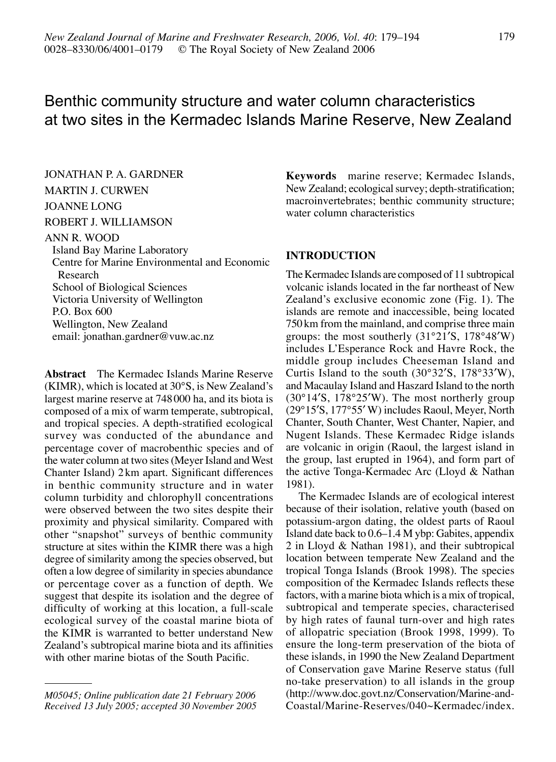# Benthic community structure and water column characteristics at two sites in the Kermadec Islands Marine Reserve, New Zealand

JONATHAN P. A. GARDNER
MARTIN J. CURWEN
JOANNE LONG
ROBERT J. WILLIAMSON
ANN R. WOOD

Island Bay Marine Laboratory
Centre for Marine Environmental and Economic Research
School of Biological Sciences
Victoria University of Wellington
P.O. Box 600
Wellington, New Zealand
email: jonathan.gardner@vuw.ac.nz

**Abstract** The Kermadec Islands Marine Reserve (KIMR), which is located at 30°S, is New Zealand's largest marine reserve at 748 000 ha, and its biota is composed of a mix of warm temperate, subtropical, and tropical species. A depth-stratified ecological survey was conducted of the abundance and percentage cover of macrobenthic species and of the water column at two sites (Meyer Island and West Chanter Island) 2 km apart. Significant differences in benthic community structure and in water column turbidity and chlorophyll concentrations were observed between the two sites despite their proximity and physical similarity. Compared with other "snapshot" surveys of benthic community structure at sites within the KIMR there was a high degree of similarity among the species observed, but often a low degree of similarity in species abundance or percentage cover as a function of depth. We suggest that despite its isolation and the degree of difficulty of working at this location, a full-scale ecological survey of the coastal marine biota of the KIMR is warranted to better understand New Zealand's subtropical marine biota and its affinities with other marine biotas of the South Pacific.

*M05045; Online publication date 21 February 2006*
*Received 13 July 2005; accepted 30 November 2005*

**Keywords** marine reserve; Kermadec Islands, New Zealand; ecological survey; depth-stratification; macroinvertebrates; benthic community structure; water column characteristics

## INTRODUCTION

The Kermadec Islands are composed of 11 subtropical volcanic islands located in the far northeast of New Zealand's exclusive economic zone (Fig. 1). The islands are remote and inaccessible, being located 750 km from the mainland, and comprise three main groups: the most southerly (31°21′S, 178°48′W) includes L'Esperance Rock and Havre Rock, the middle group includes Cheeseman Island and Curtis Island to the south (30°32′S, 178°33′W), and Macaulay Island and Haszard Island to the north (30°14′S, 178°25′W). The most northerly group (29°15′S, 177°55′ W) includes Raoul, Meyer, North Chanter, South Chanter, West Chanter, Napier, and Nugent Islands. These Kermadec Ridge islands are volcanic in origin (Raoul, the largest island in the group, last erupted in 1964), and form part of the active Tonga-Kermadec Arc (Lloyd & Nathan 1981).

The Kermadec Islands are of ecological interest because of their isolation, relative youth (based on potassium-argon dating, the oldest parts of Raoul Island date back to 0.6–1.4 M ybp: Gabites, appendix 2 in Lloyd & Nathan 1981), and their subtropical location between temperate New Zealand and the tropical Tonga Islands (Brook 1998). The species composition of the Kermadec Islands reflects these factors, with a marine biota which is a mix of tropical, subtropical and temperate species, characterised by high rates of faunal turn-over and high rates of allopatric speciation (Brook 1998, 1999). To ensure the long-term preservation of the biota of these islands, in 1990 the New Zealand Department of Conservation gave Marine Reserve status (full no-take preservation) to all islands in the group (http://www.doc.govt.nz/Conservation/Marine-and-Coastal/Marine-Reserves/040~Kermadec/index.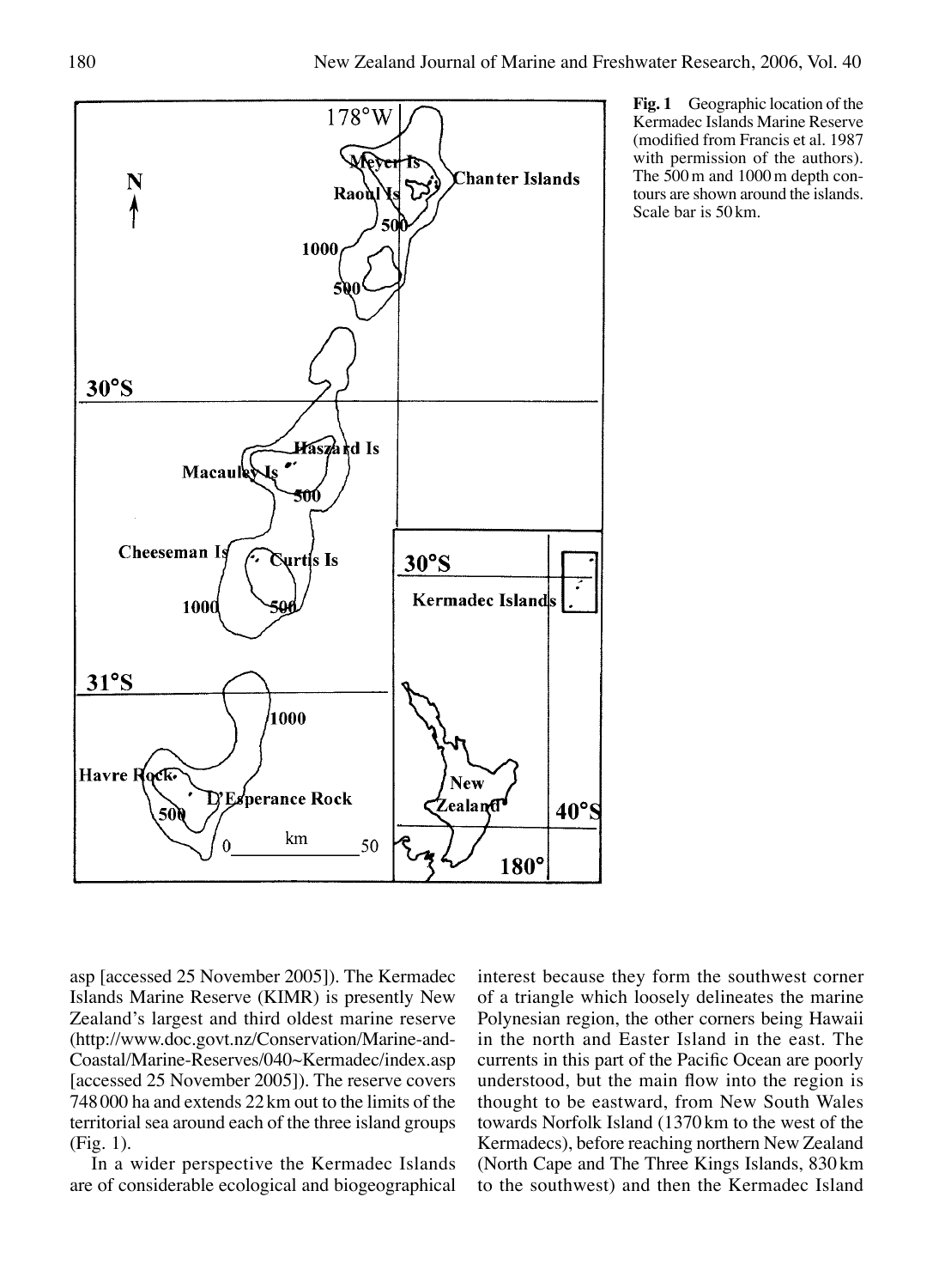**Fig. 1** Geographic location of the Kermadec Islands Marine Reserve (modified from Francis et al. 1987 with permission of the authors). The 500 m and 1000 m depth contours are shown around the islands. Scale bar is 50 km.

asp [accessed 25 November 2005]). The Kermadec Islands Marine Reserve (KIMR) is presently New Zealand's largest and third oldest marine reserve (http://www.doc.govt.nz/Conservation/Marine-and-Coastal/Marine-Reserves/040~Kermadec/index.asp [accessed 25 November 2005]). The reserve covers 748 000 ha and extends 22 km out to the limits of the territorial sea around each of the three island groups (Fig. 1).

In a wider perspective the Kermadec Islands are of considerable ecological and biogeographical interest because they form the southwest corner of a triangle which loosely delineates the marine Polynesian region, the other corners being Hawaii in the north and Easter Island in the east. The currents in this part of the Pacific Ocean are poorly understood, but the main flow into the region is thought to be eastward, from New South Wales towards Norfolk Island (1370 km to the west of the Kermadecs), before reaching northern New Zealand (North Cape and The Three Kings Islands, 830 km to the southwest) and then the Kermadec Island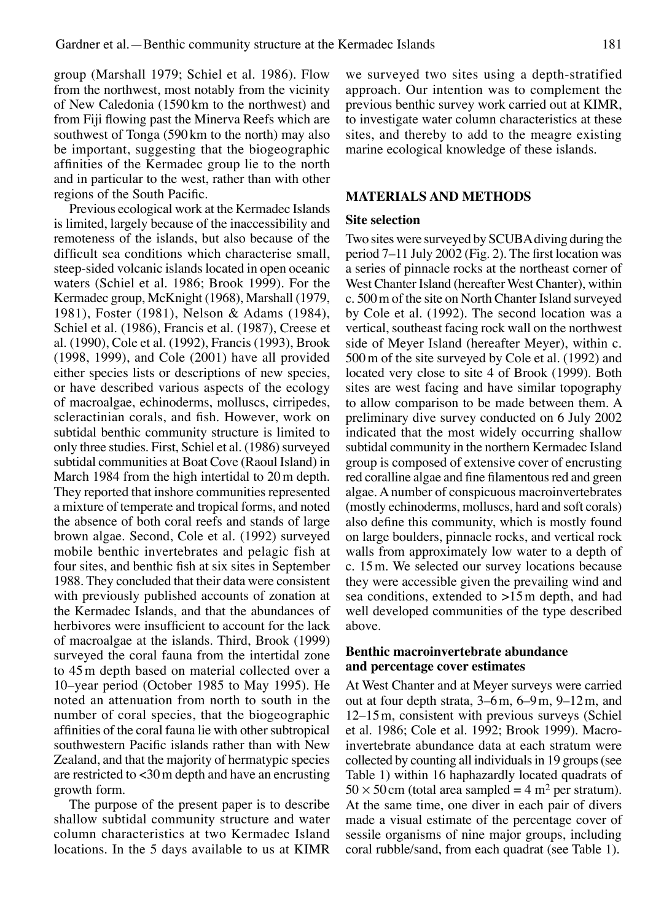group (Marshall 1979; Schiel et al. 1986). Flow from the northwest, most notably from the vicinity of New Caledonia (1590 km to the northwest) and from Fiji flowing past the Minerva Reefs which are southwest of Tonga (590 km to the north) may also be important, suggesting that the biogeographic affinities of the Kermadec group lie to the north and in particular to the west, rather than with other regions of the South Pacific.

Previous ecological work at the Kermadec Islands is limited, largely because of the inaccessibility and remoteness of the islands, but also because of the difficult sea conditions which characterise small, steep-sided volcanic islands located in open oceanic waters (Schiel et al. 1986; Brook 1999). For the Kermadec group, McKnight (1968), Marshall (1979, 1981), Foster (1981), Nelson & Adams (1984), Schiel et al. (1986), Francis et al. (1987), Creese et al. (1990), Cole et al. (1992), Francis (1993), Brook (1998, 1999), and Cole (2001) have all provided either species lists or descriptions of new species, or have described various aspects of the ecology of macroalgae, echinoderms, molluscs, cirripedes, scleractinian corals, and fish. However, work on subtidal benthic community structure is limited to only three studies. First, Schiel et al. (1986) surveyed subtidal communities at Boat Cove (Raoul Island) in March 1984 from the high intertidal to 20 m depth. They reported that inshore communities represented a mixture of temperate and tropical forms, and noted the absence of both coral reefs and stands of large brown algae. Second, Cole et al. (1992) surveyed mobile benthic invertebrates and pelagic fish at four sites, and benthic fish at six sites in September 1988. They concluded that their data were consistent with previously published accounts of zonation at the Kermadec Islands, and that the abundances of herbivores were insufficient to account for the lack of macroalgae at the islands. Third, Brook (1999) surveyed the coral fauna from the intertidal zone to 45 m depth based on material collected over a 10–year period (October 1985 to May 1995). He noted an attenuation from north to south in the number of coral species, that the biogeographic affinities of the coral fauna lie with other subtropical southwestern Pacific islands rather than with New Zealand, and that the majority of hermatypic species are restricted to <30 m depth and have an encrusting growth form.

The purpose of the present paper is to describe shallow subtidal community structure and water column characteristics at two Kermadec Island locations. In the 5 days available to us at KIMR we surveyed two sites using a depth-stratified approach. Our intention was to complement the previous benthic survey work carried out at KIMR, to investigate water column characteristics at these sites, and thereby to add to the meagre existing marine ecological knowledge of these islands.

## MATERIALS AND METHODS

### Site selection

Two sites were surveyed by SCUBA diving during the period 7–11 July 2002 (Fig. 2). The first location was a series of pinnacle rocks at the northeast corner of West Chanter Island (hereafter West Chanter), within c. 500 m of the site on North Chanter Island surveyed by Cole et al. (1992). The second location was a vertical, southeast facing rock wall on the northwest side of Meyer Island (hereafter Meyer), within c. 500 m of the site surveyed by Cole et al. (1992) and located very close to site 4 of Brook (1999). Both sites are west facing and have similar topography to allow comparison to be made between them. A preliminary dive survey conducted on 6 July 2002 indicated that the most widely occurring shallow subtidal community in the northern Kermadec Island group is composed of extensive cover of encrusting red coralline algae and fine filamentous red and green algae. A number of conspicuous macroinvertebrates (mostly echinoderms, molluscs, hard and soft corals) also define this community, which is mostly found on large boulders, pinnacle rocks, and vertical rock walls from approximately low water to a depth of c. 15 m. We selected our survey locations because they were accessible given the prevailing wind and sea conditions, extended to >15 m depth, and had well developed communities of the type described above.

### Benthic macroinvertebrate abundance and percentage cover estimates

At West Chanter and at Meyer surveys were carried out at four depth strata, 3–6 m, 6–9 m, 9–12 m, and 12–15 m, consistent with previous surveys (Schiel et al. 1986; Cole et al. 1992; Brook 1999). Macroinvertebrate abundance data at each stratum were collected by counting all individuals in 19 groups (see Table 1) within 16 haphazardly located quadrats of 50 × 50 cm (total area sampled = 4 m$^2$ per stratum). At the same time, one diver in each pair of divers made a visual estimate of the percentage cover of sessile organisms of nine major groups, including coral rubble/sand, from each quadrat (see Table 1).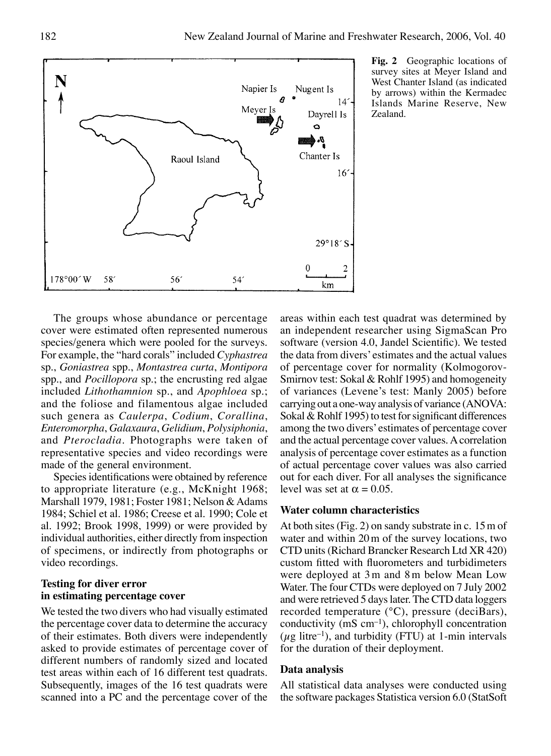**Fig. 2** Geographic locations of survey sites at Meyer Island and West Chanter Island (as indicated by arrows) within the Kermadec Islands Marine Reserve, New Zealand.

The groups whose abundance or percentage cover were estimated often represented numerous species/genera which were pooled for the surveys. For example, the "hard corals" included *Cyphastrea* sp., *Goniastrea* spp., *Montastrea curta*, *Montipora* spp., and *Pocillopora* sp.; the encrusting red algae included *Lithothamnion* sp., and *Apophloea* sp.; and the foliose and filamentous algae included such genera as *Caulerpa*, *Codium*, *Corallina*, *Enteromorpha*, *Galaxaura*, *Gelidium*, *Polysiphonia*, and *Pterocladia*. Photographs were taken of representative species and video recordings were made of the general environment.

Species identifications were obtained by reference to appropriate literature (e.g., McKnight 1968; Marshall 1979, 1981; Foster 1981; Nelson & Adams 1984; Schiel et al. 1986; Creese et al. 1990; Cole et al. 1992; Brook 1998, 1999) or were provided by individual authorities, either directly from inspection of specimens, or indirectly from photographs or video recordings.

### Testing for diver error in estimating percentage cover

We tested the two divers who had visually estimated the percentage cover data to determine the accuracy of their estimates. Both divers were independently asked to provide estimates of percentage cover of different numbers of randomly sized and located test areas within each of 16 different test quadrats. Subsequently, images of the 16 test quadrats were scanned into a PC and the percentage cover of the areas within each test quadrat was determined by an independent researcher using SigmaScan Pro software (version 4.0, Jandel Scientific). We tested the data from divers' estimates and the actual values of percentage cover for normality (Kolmogorov-Smirnov test: Sokal & Rohlf 1995) and homogeneity of variances (Levene's test: Manly 2005) before carrying out a one-way analysis of variance (ANOVA: Sokal & Rohlf 1995) to test for significant differences among the two divers' estimates of percentage cover and the actual percentage cover values. A correlation analysis of percentage cover estimates as a function of actual percentage cover values was also carried out for each diver. For all analyses the significance level was set at $\alpha = 0.05$.

### Water column characteristics

At both sites (Fig. 2) on sandy substrate in c. 15 m of water and within 20 m of the survey locations, two CTD units (Richard Brancker Research Ltd XR 420) custom fitted with fluorometers and turbidimeters were deployed at 3 m and 8 m below Mean Low Water. The four CTDs were deployed on 7 July 2002 and were retrieved 5 days later. The CTD data loggers recorded temperature (°C), pressure (deciBars), conductivity (mS $cm^{-1}$), chlorophyll concentration ($\mu$g $litre^{-1}$), and turbidity (FTU) at 1-min intervals for the duration of their deployment.

### Data analysis

All statistical data analyses were conducted using the software packages Statistica version 6.0 (StatSoft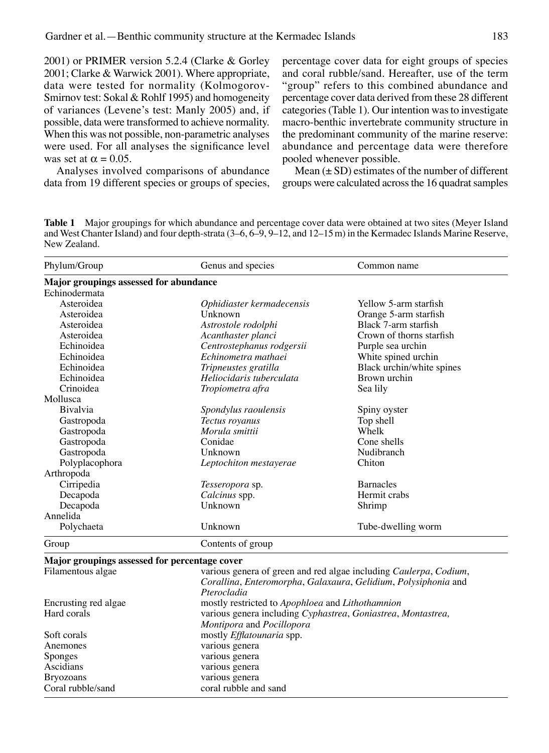2001) or PRIMER version 5.2.4 (Clarke & Gorley 2001; Clarke & Warwick 2001). Where appropriate, data were tested for normality (Kolmogorov-Smirnov test: Sokal & Rohlf 1995) and homogeneity of variances (Levene's test: Manly 2005) and, if possible, data were transformed to achieve normality. When this was not possible, non-parametric analyses were used. For all analyses the significance level was set at $\alpha = 0.05$.

Analyses involved comparisons of abundance data from 19 different species or groups of species, percentage cover data for eight groups of species and coral rubble/sand. Hereafter, use of the term "group" refers to this combined abundance and percentage cover data derived from these 28 different categories (Table 1). Our intention was to investigate macro-benthic invertebrate community structure in the predominant community of the marine reserve: abundance and percentage data were therefore pooled whenever possible.

Mean (± SD) estimates of the number of different groups were calculated across the 16 quadrat samples

**Table 1** Major groupings for which abundance and percentage cover data were obtained at two sites (Meyer Island and West Chanter Island) and four depth-strata (3–6, 6–9, 9–12, and 12–15 m) in the Kermadec Islands Marine Reserve, New Zealand.

| Phylum/Group | Genus and species | Common name |
|---|---|---|
| **Major groupings assessed for abundance** | | |
| Echinodermata | | |
| Asteroidea | *Ophidiaster kermadecensis* | Yellow 5-arm starfish |
| Asteroidea | Unknown | Orange 5-arm starfish |
| Asteroidea | *Astrostole rodolphi* | Black 7-arm starfish |
| Asteroidea | *Acanthaster planci* | Crown of thorns starfish |
| Echinoidea | *Centrostephanus rodgersii* | Purple sea urchin |
| Echinoidea | *Echinometra mathaei* | White spined urchin |
| Echinoidea | *Tripneustes gratilla* | Black urchin/white spines |
| Echinoidea | *Heliocidaris tuberculata* | Brown urchin |
| Crinoidea | *Tropiometra afra* | Sea lily |
| Mollusca | | |
| Bivalvia | *Spondylus raoulensis* | Spiny oyster |
| Gastropoda | *Tectus royanus* | Top shell |
| Gastropoda | *Morula smittii* | Whelk |
| Gastropoda | Conidae | Cone shells |
| Gastropoda | Unknown | Nudibranch |
| Polyplacophora | *Leptochiton mestayerae* | Chiton |
| Arthropoda | | |
| Cirripedia | *Tesseropora* sp. | Barnacles |
| Decapoda | *Calcinus* spp. | Hermit crabs |
| Decapoda | Unknown | Shrimp |
| Annelida | | |
| Polychaeta | Unknown | Tube-dwelling worm |

| Group | Contents of group |
|---|---|
| **Major groupings assessed for percentage cover** | |
| Filamentous algae | various genera of green and red algae including *Caulerpa*, *Codium*, *Corallina*, *Enteromorpha*, *Galaxaura*, *Gelidium*, *Polysiphonia* and *Pterocladia* |
| Encrusting red algae | mostly restricted to *Apophloea* and *Lithothamnion* |
| Hard corals | various genera including *Cyphastrea*, *Goniastrea*, *Montastrea*, *Montipora* and *Pocillopora* |
| Soft corals | mostly *Efflatounaria* spp. |
| Anemones | various genera |
| Sponges | various genera |
| Ascidians | various genera |
| Bryozoans | various genera |
| Coral rubble/sand | coral rubble and sand |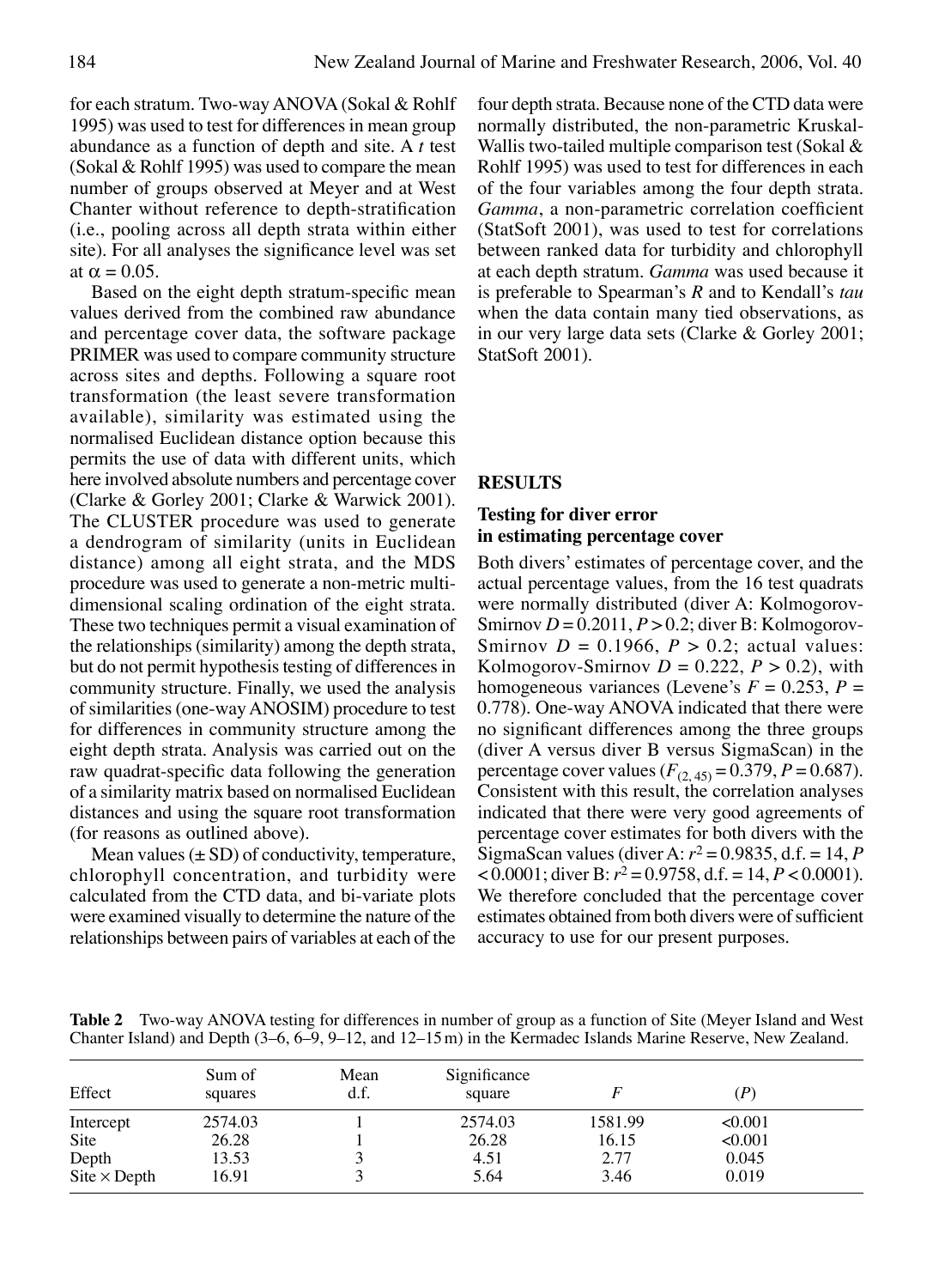for each stratum. Two-way ANOVA (Sokal & Rohlf 1995) was used to test for differences in mean group abundance as a function of depth and site. A *t* test (Sokal & Rohlf 1995) was used to compare the mean number of groups observed at Meyer and at West Chanter without reference to depth-stratification (i.e., pooling across all depth strata within either site). For all analyses the significance level was set at $\alpha = 0.05$.

Based on the eight depth stratum-specific mean values derived from the combined raw abundance and percentage cover data, the software package PRIMER was used to compare community structure across sites and depths. Following a square root transformation (the least severe transformation available), similarity was estimated using the normalised Euclidean distance option because this permits the use of data with different units, which here involved absolute numbers and percentage cover (Clarke & Gorley 2001; Clarke & Warwick 2001). The CLUSTER procedure was used to generate a dendrogram of similarity (units in Euclidean distance) among all eight strata, and the MDS procedure was used to generate a non-metric multi-dimensional scaling ordination of the eight strata. These two techniques permit a visual examination of the relationships (similarity) among the depth strata, but do not permit hypothesis testing of differences in community structure. Finally, we used the analysis of similarities (one-way ANOSIM) procedure to test for differences in community structure among the eight depth strata. Analysis was carried out on the raw quadrat-specific data following the generation of a similarity matrix based on normalised Euclidean distances and using the square root transformation (for reasons as outlined above).

Mean values (± SD) of conductivity, temperature, chlorophyll concentration, and turbidity were calculated from the CTD data, and bi-variate plots were examined visually to determine the nature of the relationships between pairs of variables at each of the four depth strata. Because none of the CTD data were normally distributed, the non-parametric Kruskal-Wallis two-tailed multiple comparison test (Sokal & Rohlf 1995) was used to test for differences in each of the four variables among the four depth strata. *Gamma*, a non-parametric correlation coefficient (StatSoft 2001), was used to test for correlations between ranked data for turbidity and chlorophyll at each depth stratum. *Gamma* was used because it is preferable to Spearman's *R* and to Kendall's *tau* when the data contain many tied observations, as in our very large data sets (Clarke & Gorley 2001; StatSoft 2001).

## RESULTS

### Testing for diver error in estimating percentage cover

Both divers' estimates of percentage cover, and the actual percentage values, from the 16 test quadrats were normally distributed (diver A: Kolmogorov-Smirnov $D = 0.2011$, $P > 0.2$; diver B: Kolmogorov-Smirnov $D = 0.1966$, $P > 0.2$; actual values: Kolmogorov-Smirnov $D = 0.222$, $P > 0.2$), with homogeneous variances (Levene's $F = 0.253$, $P = 0.778$). One-way ANOVA indicated that there were no significant differences among the three groups (diver A versus diver B versus SigmaScan) in the percentage cover values ($F_{(2, 45)} = 0.379$, $P = 0.687$). Consistent with this result, the correlation analyses indicated that there were very good agreements of percentage cover estimates for both divers with the SigmaScan values (diver A: $r^2 = 0.9835$, d.f. = 14, $P < 0.0001$; diver B: $r^2 = 0.9758$, d.f. = 14, $P < 0.0001$). We therefore concluded that the percentage cover estimates obtained from both divers were of sufficient accuracy to use for our present purposes.

**Table 2** Two-way ANOVA testing for differences in number of group as a function of Site (Meyer Island and West Chanter Island) and Depth (3–6, 6–9, 9–12, and 12–15 m) in the Kermadec Islands Marine Reserve, New Zealand.

| Effect | Sum of squares | Mean d.f. | Significance square | *F* | (*P*) |
|---|---|---|---|---|---|
| Intercept | 2574.03 | 1 | 2574.03 | 1581.99 | <0.001 |
| Site | 26.28 | 1 | 26.28 | 16.15 | <0.001 |
| Depth | 13.53 | 3 | 4.51 | 2.77 | 0.045 |
| Site × Depth | 16.91 | 3 | 5.64 | 3.46 | 0.019 |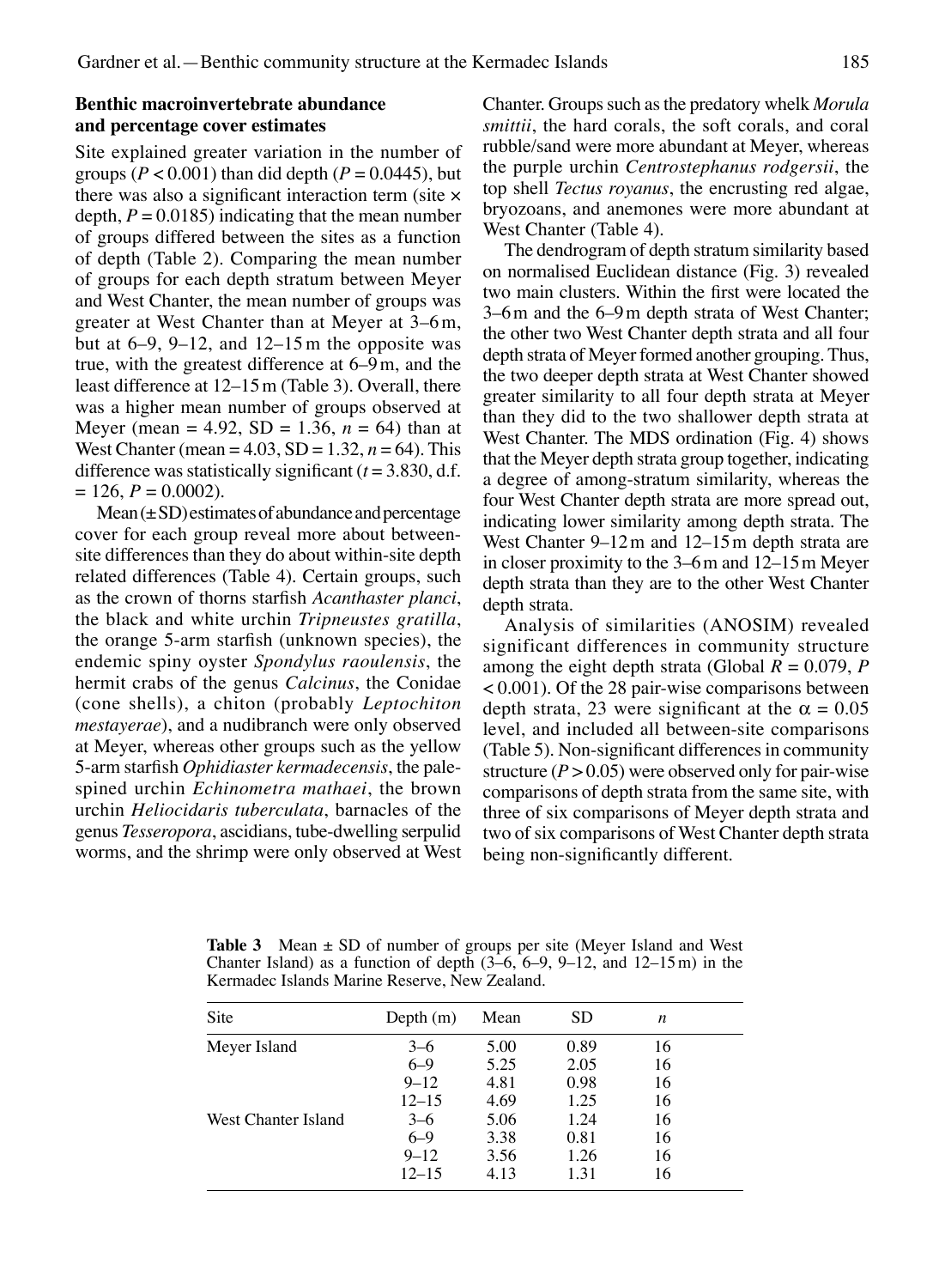### Benthic macroinvertebrate abundance and percentage cover estimates

Site explained greater variation in the number of groups ($P < 0.001$) than did depth ($P = 0.0445$), but there was also a significant interaction term (site × depth, $P = 0.0185$) indicating that the mean number of groups differed between the sites as a function of depth (Table 2). Comparing the mean number of groups for each depth stratum between Meyer and West Chanter, the mean number of groups was greater at West Chanter than at Meyer at 3–6 m, but at 6–9, 9–12, and 12–15 m the opposite was true, with the greatest difference at 6–9 m, and the least difference at 12–15 m (Table 3). Overall, there was a higher mean number of groups observed at Meyer (mean = 4.92, SD = 1.36, $n = 64$) than at West Chanter (mean = 4.03, SD = 1.32, $n = 64$). This difference was statistically significant ($t = 3.830$, d.f. = 126, $P = 0.0002$).

Mean (±SD) estimates of abundance and percentage cover for each group reveal more about between-site differences than they do about within-site depth related differences (Table 4). Certain groups, such as the crown of thorns starfish *Acanthaster planci*, the black and white urchin *Tripneustes gratilla*, the orange 5-arm starfish (unknown species), the endemic spiny oyster *Spondylus raoulensis*, the hermit crabs of the genus *Calcinus*, the Conidae (cone shells), a chiton (probably *Leptochiton mestayerae*), and a nudibranch were only observed at Meyer, whereas other groups such as the yellow 5-arm starfish *Ophidiaster kermadecensis*, the pale-spined urchin *Echinometra mathaei*, the brown urchin *Heliocidaris tuberculata*, barnacles of the genus *Tesseropora*, ascidians, tube-dwelling serpulid worms, and the shrimp were only observed at West Chanter. Groups such as the predatory whelk *Morula smittii*, the hard corals, the soft corals, and coral rubble/sand were more abundant at Meyer, whereas the purple urchin *Centrostephanus rodgersii*, the top shell *Tectus royanus*, the encrusting red algae, bryozoans, and anemones were more abundant at West Chanter (Table 4).

The dendrogram of depth stratum similarity based on normalised Euclidean distance (Fig. 3) revealed two main clusters. Within the first were located the 3–6 m and the 6–9 m depth strata of West Chanter; the other two West Chanter depth strata and all four depth strata of Meyer formed another grouping. Thus, the two deeper depth strata at West Chanter showed greater similarity to all four depth strata at Meyer than they did to the two shallower depth strata at West Chanter. The MDS ordination (Fig. 4) shows that the Meyer depth strata group together, indicating a degree of among-stratum similarity, whereas the four West Chanter depth strata are more spread out, indicating lower similarity among depth strata. The West Chanter 9–12 m and 12–15 m depth strata are in closer proximity to the 3–6 m and 12–15 m Meyer depth strata than they are to the other West Chanter depth strata.

Analysis of similarities (ANOSIM) revealed significant differences in community structure among the eight depth strata (Global $R = 0.079$, $P < 0.001$). Of the 28 pair-wise comparisons between depth strata, 23 were significant at the $\alpha = 0.05$ level, and included all between-site comparisons (Table 5). Non-significant differences in community structure ($P > 0.05$) were observed only for pair-wise comparisons of depth strata from the same site, with three of six comparisons of Meyer depth strata and two of six comparisons of West Chanter depth strata being non-significantly different.

**Table 3** Mean ± SD of number of groups per site (Meyer Island and West Chanter Island) as a function of depth (3–6, 6–9, 9–12, and 12–15 m) in the Kermadec Islands Marine Reserve, New Zealand.

| Site | Depth (m) | Mean | SD | *n* |
|---|---|---|---|---|
| Meyer Island | 3–6 | 5.00 | 0.89 | 16 |
| | 6–9 | 5.25 | 2.05 | 16 |
| | 9–12 | 4.81 | 0.98 | 16 |
| | 12–15 | 4.69 | 1.25 | 16 |
| West Chanter Island | 3–6 | 5.06 | 1.24 | 16 |
| | 6–9 | 3.38 | 0.81 | 16 |
| | 9–12 | 3.56 | 1.26 | 16 |
| | 12–15 | 4.13 | 1.31 | 16 |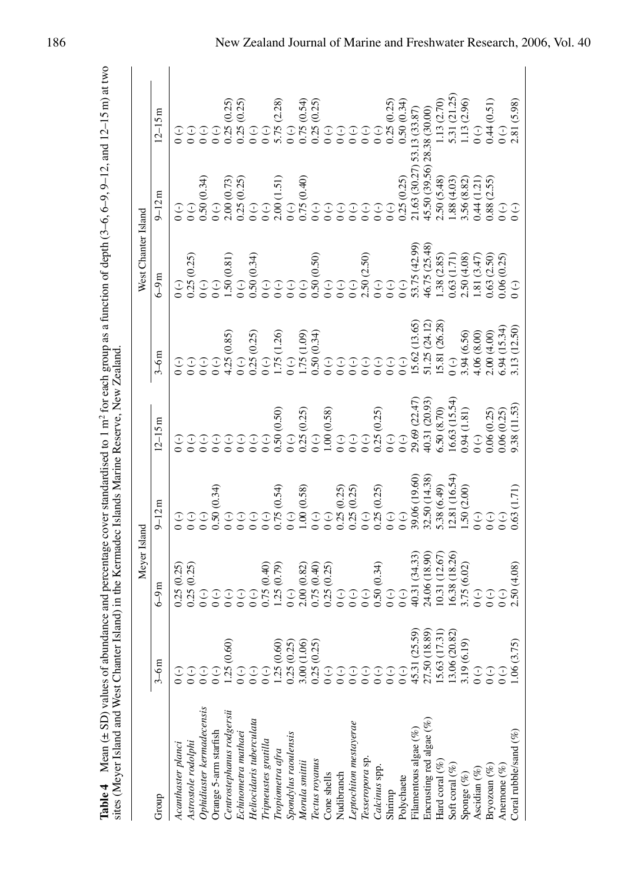**Table 4** Mean (± SD) values of abundance and percentage cover standardised to 1 m$^2$ for each group as a function of depth (3–6, 6–9, 9–12, and 12–15 m) at two sites (Meyer Island and West Chanter Island) in the Kermadec Islands Marine Reserve, New Zealand.

| Group | Meyer Island | | | | West Chanter Island | | | |
|---|---|---|---|---|---|---|---|---|
| | 3–6 m | 6–9 m | 9–12 m | 12–15 m | 3–6 m | 6–9 m | 9–12 m | 12–15 m |
| *Acanthaster planci* | 0 (-) | 0.25 (0.25) | 0 (-) | 0 (-) | 0 (-) | 0 (-) | 0 (-) | 0 (-) |
| *Astrostole rodolphi* | 0 (-) | 0.25 (0.25) | 0 (-) | 0 (-) | 0 (-) | 0.25 (0.25) | 0 (-) | 0 (-) |
| *Ophidiaster kermadecensis* | 0 (-) | 0 (-) | 0 (-) | 0 (-) | 0 (-) | 0 (-) | 0.50 (0.34) | 0 (-) |
| Orange 5-arm starfish | 0 (-) | 0 (-) | 0.50 (0.34) | 0 (-) | 0 (-) | 0 (-) | 0 (-) | 0 (-) |
| *Centrostephanus rodgersii* | 1.25 (0.60) | 0 (-) | 0 (-) | 0 (-) | 4.25 (0.85) | 1.50 (0.81) | 2.00 (0.73) | 0.25 (0.25) |
| *Echinometra mathaei* | 0 (-) | 0 (-) | 0 (-) | 0 (-) | 0 (-) | 0 (-) | 0.25 (0.25) | 0.25 (0.25) |
| *Heliocidaris tuberculata* | 0 (-) | 0 (-) | 0 (-) | 0 (-) | 0.25 (0.25) | 0.50 (0.34) | 0 (-) | 0 (-) |
| *Tripneustes gratilla* | 0 (-) | 0.75 (0.40) | 0 (-) | 0 (-) | 0 (-) | 0 (-) | 0 (-) | 0 (-) |
| *Tropiometra afra* | 1.25 (0.60) | 1.25 (0.79) | 0.75 (0.54) | 0.50 (0.50) | 1.75 (1.26) | 0 (-) | 2.00 (1.51) | 5.75 (2.28) |
| *Spondylus raoulensis* | 0.25 (0.25) | 0 (-) | 0 (-) | 0 (-) | 0 (-) | 0 (-) | 0 (-) | 0 (-) |
| *Morula smithii* | 3.00 (1.06) | 2.00 (0.82) | 1.00 (0.58) | 0.25 (0.25) | 1.75 (1.09) | 0 (-) | 0.75 (0.40) | 0.75 (0.54) |
| *Tectus royanus* | 0.25 (0.25) | 0.75 (0.40) | 0 (-) | 0 (-) | 0.50 (0.34) | 0.50 (0.50) | 0 (-) | 0.25 (0.25) |
| Cone shells | 0 (-) | 0.25 (0.25) | 0 (-) | 1.00 (0.58) | 0 (-) | 0 (-) | 0 (-) | 0 (-) |
| Nudibranch | 0 (-) | 0 (-) | 0.25 (0.25) | 0 (-) | 0 (-) | 0 (-) | 0 (-) | 0 (-) |
| *Leptochiton mestayerae* | 0 (-) | 0 (-) | 0.25 (0.25) | 0 (-) | 0 (-) | 0 (-) | 0 (-) | 0 (-) |
| *Tesseropora* sp. | 0 (-) | 0 (-) | 0 (-) | 0 (-) | 0 (-) | 2.50 (2.50) | 0 (-) | 0 (-) |
| *Calcinus* spp. | 0 (-) | 0.50 (0.34) | 0.25 (0.25) | 0.25 (0.25) | 0 (-) | 0 (-) | 0 (-) | 0 (-) |
| Shrimp | 0 (-) | 0 (-) | 0 (-) | 0 (-) | 0 (-) | 0 (-) | 0 (-) | 0.25 (0.25) |
| Polychaete | 0 (-) | 0 (-) | 0 (-) | 0 (-) | 0 (-) | 0 (-) | 0.25 (0.25) | 0.50 (0.34) |
| Filamentous algae (%) | 45.31 (25.59) | 40.31 (34.33) | 39.06 (19.60) | 29.69 (22.47) | 15.62 (13.65) | 53.75 (42.99) | 21.63 (30.27) | 53.13 (33.87) |
| Encrusting red algae (%) | 27.50 (18.89) | 24.06 (18.90) | 32.50 (14.38) | 40.31 (20.93) | 51.25 (24.12) | 46.75 (25.48) | 45.50 (39.56) | 28.38 (30.00) |
| Hard coral (%) | 15.63 (17.31) | 10.31 (12.67) | 5.38 (6.49) | 6.50 (8.70) | 15.81 (26.28) | 1.38 (2.85) | 2.50 (5.48) | 1.13 (2.70) |
| Soft coral (%) | 13.06 (20.82) | 16.38 (18.26) | 12.81 (16.54) | 16.63 (15.54) | 0 (-) | 0.63 (1.71) | 1.88 (4.03) | 5.31 (21.25) |
| Sponge (%) | 3.19 (6.19) | 3.75 (6.02) | 1.50 (2.00) | 0.94 (1.81) | 3.94 (6.56) | 2.50 (4.08) | 3.56 (8.82) | 1.13 (2.96) |
| Ascidian (%) | 0 (-) | 0 (-) | 0 (-) | 0 (-) | 4.06 (8.00) | 1.81 (3.47) | 0.44 (1.21) | 0 (-) |
| Bryozoan (%) | 0 (-) | 0 (-) | 0 (-) | 0.06 (0.25) | 2.00 (4.00) | 0.63 (2.50) | 0.88 (2.55) | 0.44 (0.51) |
| Anemone (%) | 0 (-) | 0 (-) | 0 (-) | 0.06 (0.25) | 6.94 (15.34) | 0.06 (0.25) | 0 (-) | 0 (-) |
| Coral rubble/sand (%) | 1.06 (3.75) | 2.50 (4.08) | 0.63 (1.71) | 9.38 (11.53) | 3.13 (12.50) | 0 (-) | 0 (-) | 2.81 (5.98) |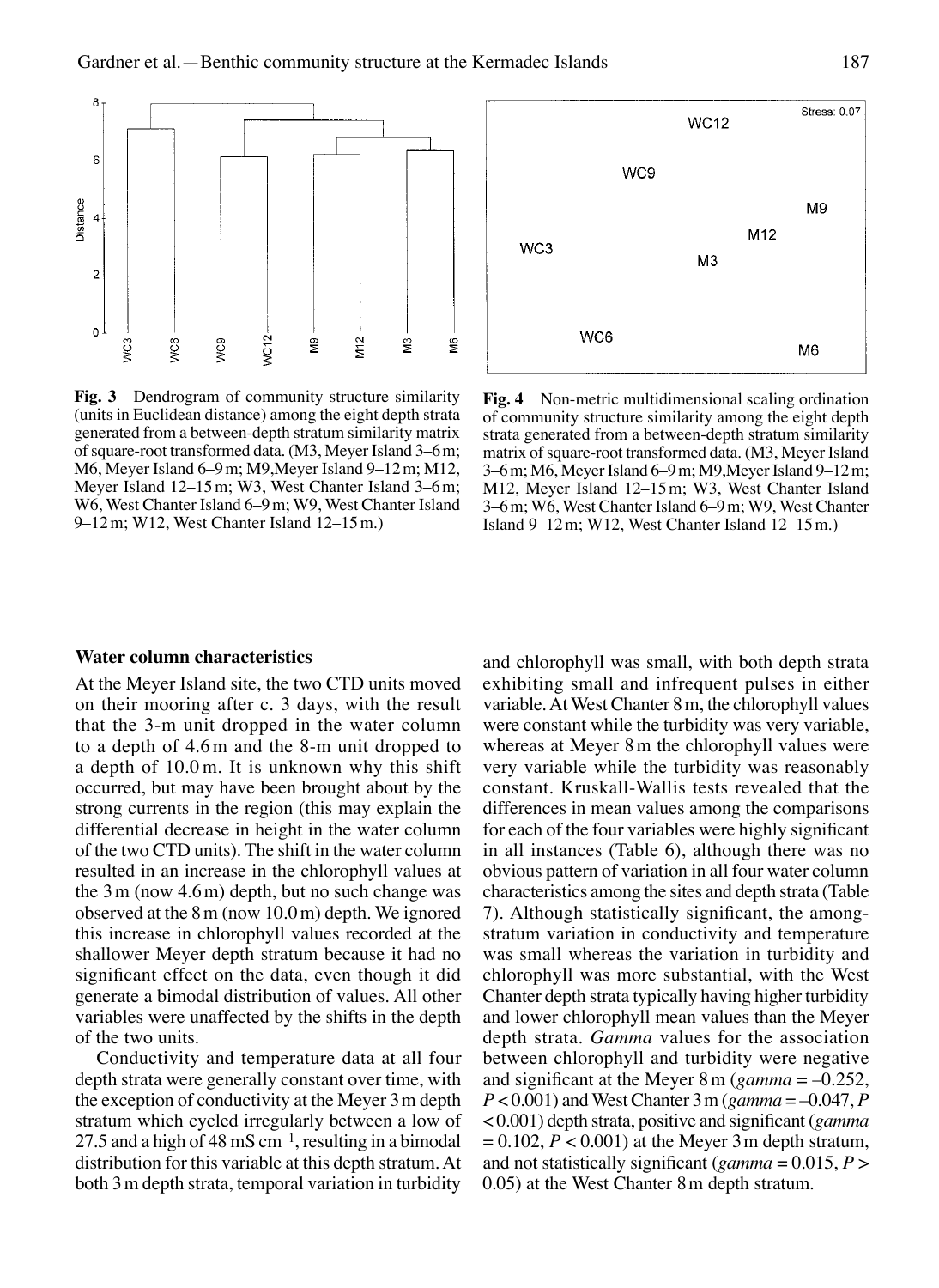Fig. 3 Dendrogram of community structure similarity (units in Euclidean distance) among the eight depth strata generated from a between-depth stratum similarity matrix of square-root transformed data. (M3, Meyer Island 3–6 m; M6, Meyer Island 6–9 m; M9,Meyer Island 9–12 m; M12, Meyer Island 12–15 m; W3, West Chanter Island 3–6 m; W6, West Chanter Island 6–9 m; W9, West Chanter Island 9–12 m; W12, West Chanter Island 12–15 m.)

Fig. 4 Non-metric multidimensional scaling ordination of community structure similarity among the eight depth strata generated from a between-depth stratum similarity matrix of square-root transformed data. (M3, Meyer Island 3–6 m; M6, Meyer Island 6–9 m; M9,Meyer Island 9–12 m; M12, Meyer Island 12–15 m; W3, West Chanter Island 3–6 m; W6, West Chanter Island 6–9 m; W9, West Chanter Island 9–12 m; W12, West Chanter Island 12–15 m.)

### Water column characteristics

At the Meyer Island site, the two CTD units moved on their mooring after c. 3 days, with the result that the 3-m unit dropped in the water column to a depth of 4.6 m and the 8-m unit dropped to a depth of 10.0 m. It is unknown why this shift occurred, but may have been brought about by the strong currents in the region (this may explain the differential decrease in height in the water column of the two CTD units). The shift in the water column resulted in an increase in the chlorophyll values at the 3 m (now 4.6 m) depth, but no such change was observed at the 8 m (now 10.0 m) depth. We ignored this increase in chlorophyll values recorded at the shallower Meyer depth stratum because it had no significant effect on the data, even though it did generate a bimodal distribution of values. All other variables were unaffected by the shifts in the depth of the two units.

Conductivity and temperature data at all four depth strata were generally constant over time, with the exception of conductivity at the Meyer 3 m depth stratum which cycled irregularly between a low of 27.5 and a high of 48 mS $cm^{-1}$, resulting in a bimodal distribution for this variable at this depth stratum. At both 3 m depth strata, temporal variation in turbidity and chlorophyll was small, with both depth strata exhibiting small and infrequent pulses in either variable. At West Chanter 8 m, the chlorophyll values were constant while the turbidity was very variable, whereas at Meyer 8 m the chlorophyll values were very variable while the turbidity was reasonably constant. Kruskall-Wallis tests revealed that the differences in mean values among the comparisons for each of the four variables were highly significant in all instances (Table 6), although there was no obvious pattern of variation in all four water column characteristics among the sites and depth strata (Table 7). Although statistically significant, the among-stratum variation in conductivity and temperature was small whereas the variation in turbidity and chlorophyll was more substantial, with the West Chanter depth strata typically having higher turbidity and lower chlorophyll mean values than the Meyer depth strata. *Gamma* values for the association between chlorophyll and turbidity were negative and significant at the Meyer 8 m (*gamma* = –0.252, $P < 0.001$) and West Chanter 3 m (*gamma* = –0.047, $P < 0.001$) depth strata, positive and significant (*gamma* = 0.102, $P < 0.001$) at the Meyer 3 m depth stratum, and not statistically significant (*gamma* = 0.015, $P > 0.05$) at the West Chanter 8 m depth stratum.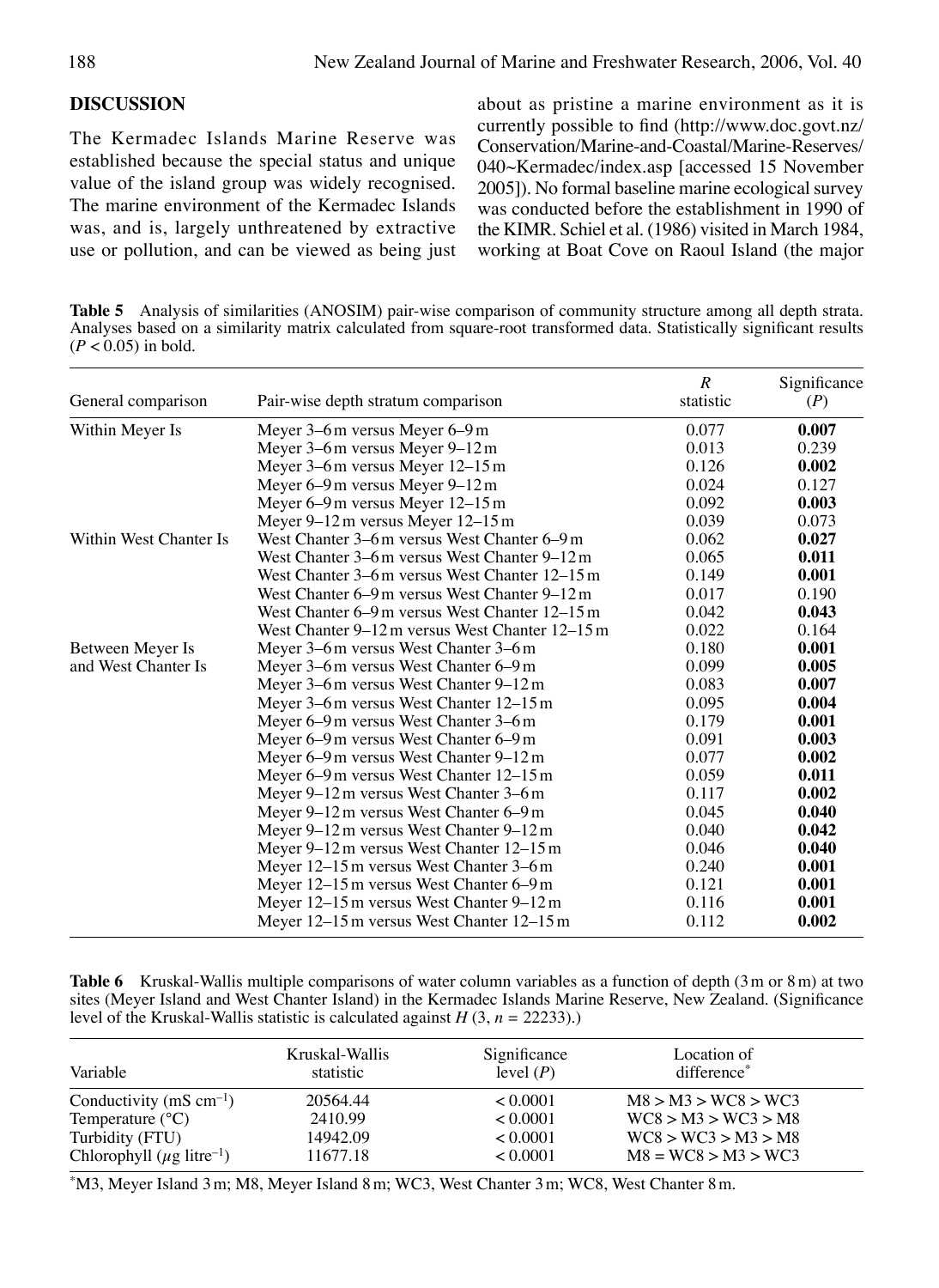## DISCUSSION

The Kermadec Islands Marine Reserve was established because the special status and unique value of the island group was widely recognised. The marine environment of the Kermadec Islands was, and is, largely unthreatened by extractive use or pollution, and can be viewed as being just about as pristine a marine environment as it is currently possible to find (http://www.doc.govt.nz/Conservation/Marine-and-Coastal/Marine-Reserves/040~Kermadec/index.asp [accessed 15 November 2005]). No formal baseline marine ecological survey was conducted before the establishment in 1990 of the KIMR. Schiel et al. (1986) visited in March 1984, working at Boat Cove on Raoul Island (the major

**Table 5** Analysis of similarities (ANOSIM) pair-wise comparison of community structure among all depth strata. Analyses based on a similarity matrix calculated from square-root transformed data. Statistically significant results ($P < 0.05$) in bold.

| General comparison | Pair-wise depth stratum comparison | $R$ statistic | Significance ($P$) |
|---|---|---|---|
| Within Meyer Is | Meyer 3–6 m versus Meyer 6–9 m | 0.077 | **0.007** |
| | Meyer 3–6 m versus Meyer 9–12 m | 0.013 | 0.239 |
| | Meyer 3–6 m versus Meyer 12–15 m | 0.126 | **0.002** |
| | Meyer 6–9 m versus Meyer 9–12 m | 0.024 | 0.127 |
| | Meyer 6–9 m versus Meyer 12–15 m | 0.092 | **0.003** |
| | Meyer 9–12 m versus Meyer 12–15 m | 0.039 | 0.073 |
| Within West Chanter Is | West Chanter 3–6 m versus West Chanter 6–9 m | 0.062 | **0.027** |
| | West Chanter 3–6 m versus West Chanter 9–12 m | 0.065 | **0.011** |
| | West Chanter 3–6 m versus West Chanter 12–15 m | 0.149 | **0.001** |
| | West Chanter 6–9 m versus West Chanter 9–12 m | 0.017 | 0.190 |
| | West Chanter 6–9 m versus West Chanter 12–15 m | 0.042 | **0.043** |
| | West Chanter 9–12 m versus West Chanter 12–15 m | 0.022 | 0.164 |
| Between Meyer Is and West Chanter Is | Meyer 3–6 m versus West Chanter 3–6 m | 0.180 | **0.001** |
| | Meyer 3–6 m versus West Chanter 6–9 m | 0.099 | **0.005** |
| | Meyer 3–6 m versus West Chanter 9–12 m | 0.083 | **0.007** |
| | Meyer 3–6 m versus West Chanter 12–15 m | 0.095 | **0.004** |
| | Meyer 6–9 m versus West Chanter 3–6 m | 0.179 | **0.001** |
| | Meyer 6–9 m versus West Chanter 6–9 m | 0.091 | **0.003** |
| | Meyer 6–9 m versus West Chanter 9–12 m | 0.077 | **0.002** |
| | Meyer 6–9 m versus West Chanter 12–15 m | 0.059 | **0.011** |
| | Meyer 9–12 m versus West Chanter 3–6 m | 0.117 | **0.002** |
| | Meyer 9–12 m versus West Chanter 6–9 m | 0.045 | **0.040** |
| | Meyer 9–12 m versus West Chanter 9–12 m | 0.040 | **0.042** |
| | Meyer 9–12 m versus West Chanter 12–15 m | 0.046 | **0.040** |
| | Meyer 12–15 m versus West Chanter 3–6 m | 0.240 | **0.001** |
| | Meyer 12–15 m versus West Chanter 6–9 m | 0.121 | **0.001** |
| | Meyer 12–15 m versus West Chanter 9–12 m | 0.116 | **0.001** |
| | Meyer 12–15 m versus West Chanter 12–15 m | 0.112 | **0.002** |

**Table 6** Kruskal-Wallis multiple comparisons of water column variables as a function of depth (3 m or 8 m) at two sites (Meyer Island and West Chanter Island) in the Kermadec Islands Marine Reserve, New Zealand. (Significance level of the Kruskal-Wallis statistic is calculated against $H$ (3, $n$ = 22233).)

| Variable | Kruskal-Wallis statistic | Significance level ($P$) | Location of difference* |
|---|---|---|---|
| Conductivity (mS $cm^{-1}$) | 20564.44 | < 0.0001 | M8 > M3 > WC8 > WC3 |
| Temperature (°C) | 2410.99 | < 0.0001 | WC8 > M3 > WC3 > M8 |
| Turbidity (FTU) | 14942.09 | < 0.0001 | WC8 > WC3 > M3 > M8 |
| Chlorophyll ($\mu$g $litre^{-1}$) | 11677.18 | < 0.0001 | M8 = WC8 > M3 > WC3 |

*M3, Meyer Island 3 m; M8, Meyer Island 8 m; WC3, West Chanter 3 m; WC8, West Chanter 8 m.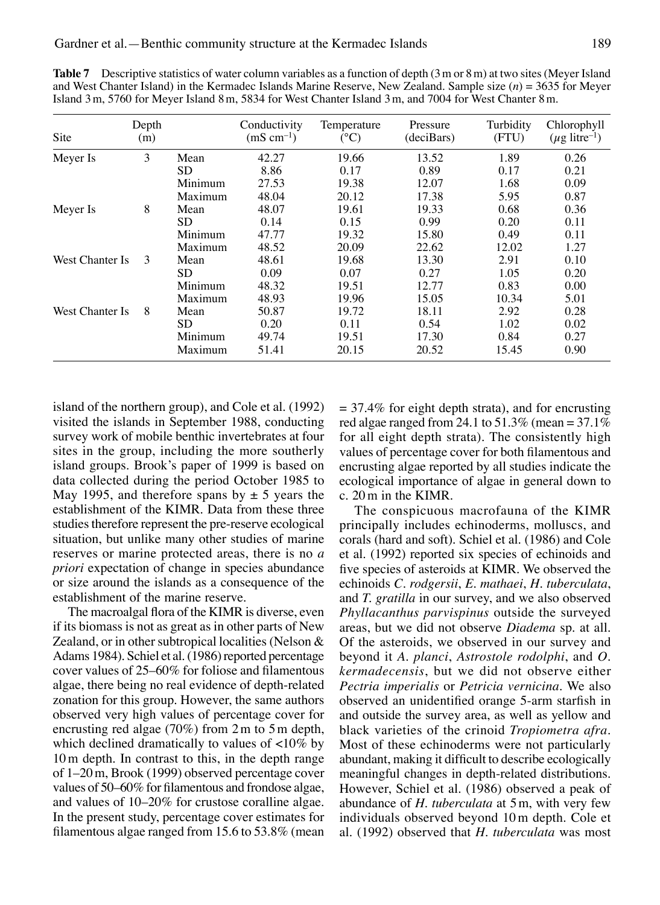**Table 7** Descriptive statistics of water column variables as a function of depth (3 m or 8 m) at two sites (Meyer Island and West Chanter Island) in the Kermadec Islands Marine Reserve, New Zealand. Sample size (*n*) = 3635 for Meyer Island 3 m, 5760 for Meyer Island 8 m, 5834 for West Chanter Island 3 m, and 7004 for West Chanter 8 m.

| Site | Depth (m) | | Conductivity (mS cm$^{-1}$) | Temperature (°C) | Pressure (deciBars) | Turbidity (FTU) | Chlorophyll ($\mu$g litre$^{-1}$) |
|---|---|---|---|---|---|---|---|
| Meyer Is | 3 | Mean | 42.27 | 19.66 | 13.52 | 1.89 | 0.26 |
| | | SD | 8.86 | 0.17 | 0.89 | 0.17 | 0.21 |
| | | Minimum | 27.53 | 19.38 | 12.07 | 1.68 | 0.09 |
| | | Maximum | 48.04 | 20.12 | 17.38 | 5.95 | 0.87 |
| Meyer Is | 8 | Mean | 48.07 | 19.61 | 19.33 | 0.68 | 0.36 |
| | | SD | 0.14 | 0.15 | 0.99 | 0.20 | 0.11 |
| | | Minimum | 47.77 | 19.32 | 15.80 | 0.49 | 0.11 |
| | | Maximum | 48.52 | 20.09 | 22.62 | 12.02 | 1.27 |
| West Chanter Is | 3 | Mean | 48.61 | 19.68 | 13.30 | 2.91 | 0.10 |
| | | SD | 0.09 | 0.07 | 0.27 | 1.05 | 0.20 |
| | | Minimum | 48.32 | 19.51 | 12.77 | 0.83 | 0.00 |
| | | Maximum | 48.93 | 19.96 | 15.05 | 10.34 | 5.01 |
| West Chanter Is | 8 | Mean | 50.87 | 19.72 | 18.11 | 2.92 | 0.28 |
| | | SD | 0.20 | 0.11 | 0.54 | 1.02 | 0.02 |
| | | Minimum | 49.74 | 19.51 | 17.30 | 0.84 | 0.27 |
| | | Maximum | 51.41 | 20.15 | 20.52 | 15.45 | 0.90 |

island of the northern group), and Cole et al. (1992) visited the islands in September 1988, conducting survey work of mobile benthic invertebrates at four sites in the group, including the more southerly island groups. Brook's paper of 1999 is based on data collected during the period October 1985 to May 1995, and therefore spans by ± 5 years the establishment of the KIMR. Data from these three studies therefore represent the pre-reserve ecological situation, but unlike many other studies of marine reserves or marine protected areas, there is no *a priori* expectation of change in species abundance or size around the islands as a consequence of the establishment of the marine reserve.

The macroalgal flora of the KIMR is diverse, even if its biomass is not as great as in other parts of New Zealand, or in other subtropical localities (Nelson & Adams 1984). Schiel et al. (1986) reported percentage cover values of 25–60% for foliose and filamentous algae, there being no real evidence of depth-related zonation for this group. However, the same authors observed very high values of percentage cover for encrusting red algae (70%) from 2 m to 5 m depth, which declined dramatically to values of <10% by 10 m depth. In contrast to this, in the depth range of 1–20 m, Brook (1999) observed percentage cover values of 50–60% for filamentous and frondose algae, and values of 10–20% for crustose coralline algae. In the present study, percentage cover estimates for filamentous algae ranged from 15.6 to 53.8% (mean = 37.4% for eight depth strata), and for encrusting red algae ranged from 24.1 to 51.3% (mean = 37.1% for all eight depth strata). The consistently high values of percentage cover for both filamentous and encrusting algae reported by all studies indicate the ecological importance of algae in general down to c. 20 m in the KIMR.

The conspicuous macrofauna of the KIMR principally includes echinoderms, molluscs, and corals (hard and soft). Schiel et al. (1986) and Cole et al. (1992) reported six species of echinoids and five species of asteroids at KIMR. We observed the echinoids *C. rodgersii*, *E. mathaei*, *H. tuberculata*, and *T. gratilla* in our survey, and we also observed *Phyllacanthus parvispinus* outside the surveyed areas, but we did not observe *Diadema* sp. at all. Of the asteroids, we observed in our survey and beyond it *A. planci*, *Astrostole rodolphi*, and *O. kermadecensis*, but we did not observe either *Pectria imperialis* or *Petricia vernicina*. We also observed an unidentified orange 5-arm starfish in and outside the survey area, as well as yellow and black varieties of the crinoid *Tropiometra afra*. Most of these echinoderms were not particularly abundant, making it difficult to describe ecologically meaningful changes in depth-related distributions. However, Schiel et al. (1986) observed a peak of abundance of *H. tuberculata* at 5 m, with very few individuals observed beyond 10 m depth. Cole et al. (1992) observed that *H. tuberculata* was most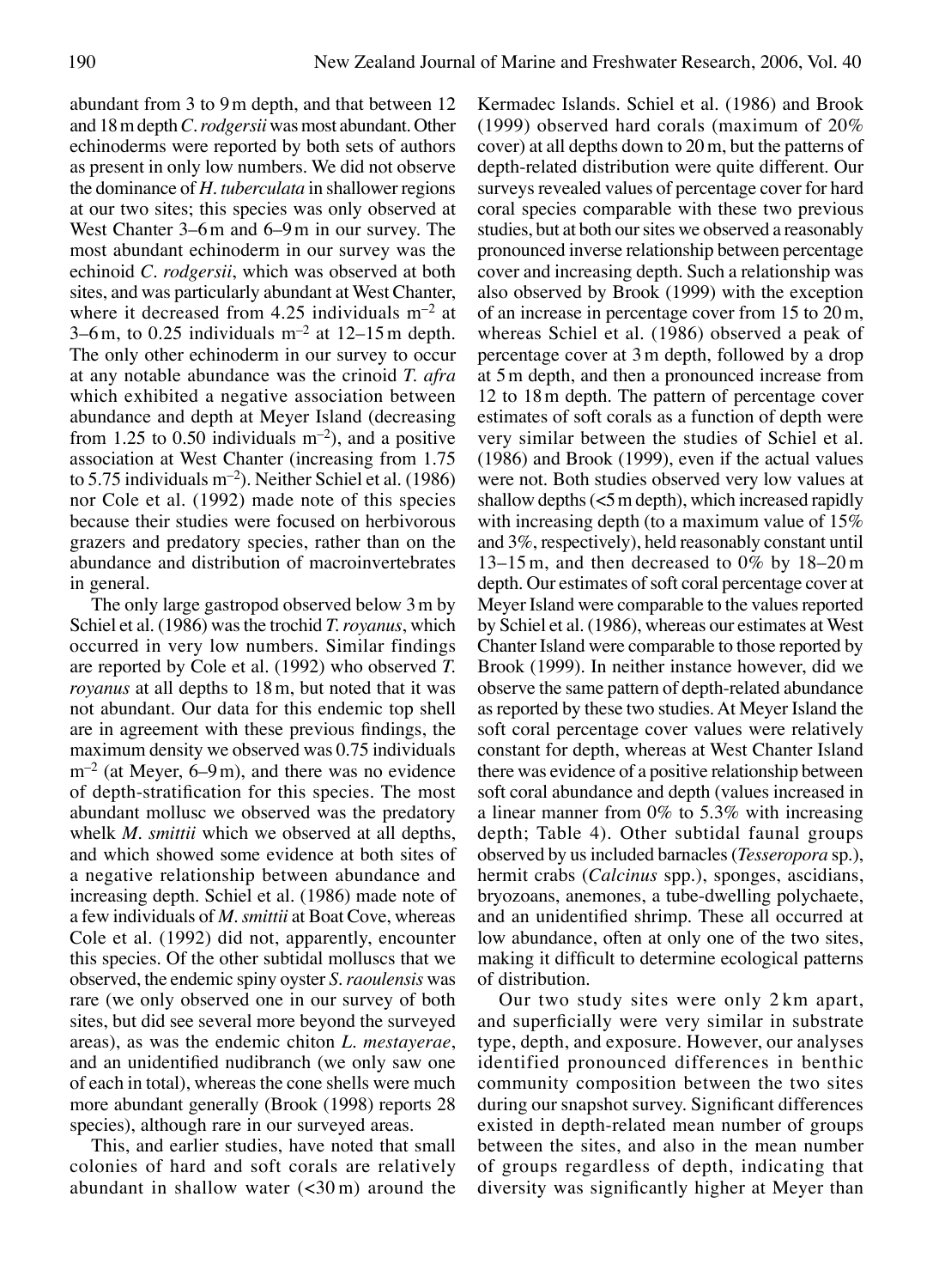abundant from 3 to 9 m depth, and that between 12 and 18 m depth *C. rodgersii* was most abundant. Other echinoderms were reported by both sets of authors as present in only low numbers. We did not observe the dominance of *H. tuberculata* in shallower regions at our two sites; this species was only observed at West Chanter 3–6 m and 6–9 m in our survey. The most abundant echinoderm in our survey was the echinoid *C. rodgersii*, which was observed at both sites, and was particularly abundant at West Chanter, where it decreased from 4.25 individuals $m^{-2}$ at 3–6 m, to 0.25 individuals $m^{-2}$ at 12–15 m depth. The only other echinoderm in our survey to occur at any notable abundance was the crinoid *T. afra* which exhibited a negative association between abundance and depth at Meyer Island (decreasing from 1.25 to 0.50 individuals $m^{-2}$), and a positive association at West Chanter (increasing from 1.75 to 5.75 individuals $m^{-2}$). Neither Schiel et al. (1986) nor Cole et al. (1992) made note of this species because their studies were focused on herbivorous grazers and predatory species, rather than on the abundance and distribution of macroinvertebrates in general.

The only large gastropod observed below 3 m by Schiel et al. (1986) was the trochid *T. royanus*, which occurred in very low numbers. Similar findings are reported by Cole et al. (1992) who observed *T. royanus* at all depths to 18 m, but noted that it was not abundant. Our data for this endemic top shell are in agreement with these previous findings, the maximum density we observed was 0.75 individuals $m^{-2}$ (at Meyer, 6–9 m), and there was no evidence of depth-stratification for this species. The most abundant mollusc we observed was the predatory whelk *M. smittii* which we observed at all depths, and which showed some evidence at both sites of a negative relationship between abundance and increasing depth. Schiel et al. (1986) made note of a few individuals of *M. smittii* at Boat Cove, whereas Cole et al. (1992) did not, apparently, encounter this species. Of the other subtidal molluscs that we observed, the endemic spiny oyster *S. raoulensis* was rare (we only observed one in our survey of both sites, but did see several more beyond the surveyed areas), as was the endemic chiton *L. mestayerae*, and an unidentified nudibranch (we only saw one of each in total), whereas the cone shells were much more abundant generally (Brook (1998) reports 28 species), although rare in our surveyed areas.

This, and earlier studies, have noted that small colonies of hard and soft corals are relatively abundant in shallow water (<30 m) around the Kermadec Islands. Schiel et al. (1986) and Brook (1999) observed hard corals (maximum of 20% cover) at all depths down to 20 m, but the patterns of depth-related distribution were quite different. Our surveys revealed values of percentage cover for hard coral species comparable with these two previous studies, but at both our sites we observed a reasonably pronounced inverse relationship between percentage cover and increasing depth. Such a relationship was also observed by Brook (1999) with the exception of an increase in percentage cover from 15 to 20 m, whereas Schiel et al. (1986) observed a peak of percentage cover at 3 m depth, followed by a drop at 5 m depth, and then a pronounced increase from 12 to 18 m depth. The pattern of percentage cover estimates of soft corals as a function of depth were very similar between the studies of Schiel et al. (1986) and Brook (1999), even if the actual values were not. Both studies observed very low values at shallow depths (<5 m depth), which increased rapidly with increasing depth (to a maximum value of 15% and 3%, respectively), held reasonably constant until 13–15 m, and then decreased to 0% by 18–20 m depth. Our estimates of soft coral percentage cover at Meyer Island were comparable to the values reported by Schiel et al. (1986), whereas our estimates at West Chanter Island were comparable to those reported by Brook (1999). In neither instance however, did we observe the same pattern of depth-related abundance as reported by these two studies. At Meyer Island the soft coral percentage cover values were relatively constant for depth, whereas at West Chanter Island there was evidence of a positive relationship between soft coral abundance and depth (values increased in a linear manner from 0% to 5.3% with increasing depth; Table 4). Other subtidal faunal groups observed by us included barnacles (*Tesseropora* sp.), hermit crabs (*Calcinus* spp.), sponges, ascidians, bryozoans, anemones, a tube-dwelling polychaete, and an unidentified shrimp. These all occurred at low abundance, often at only one of the two sites, making it difficult to determine ecological patterns of distribution.

Our two study sites were only 2 km apart, and superficially were very similar in substrate type, depth, and exposure. However, our analyses identified pronounced differences in benthic community composition between the two sites during our snapshot survey. Significant differences existed in depth-related mean number of groups between the sites, and also in the mean number of groups regardless of depth, indicating that diversity was significantly higher at Meyer than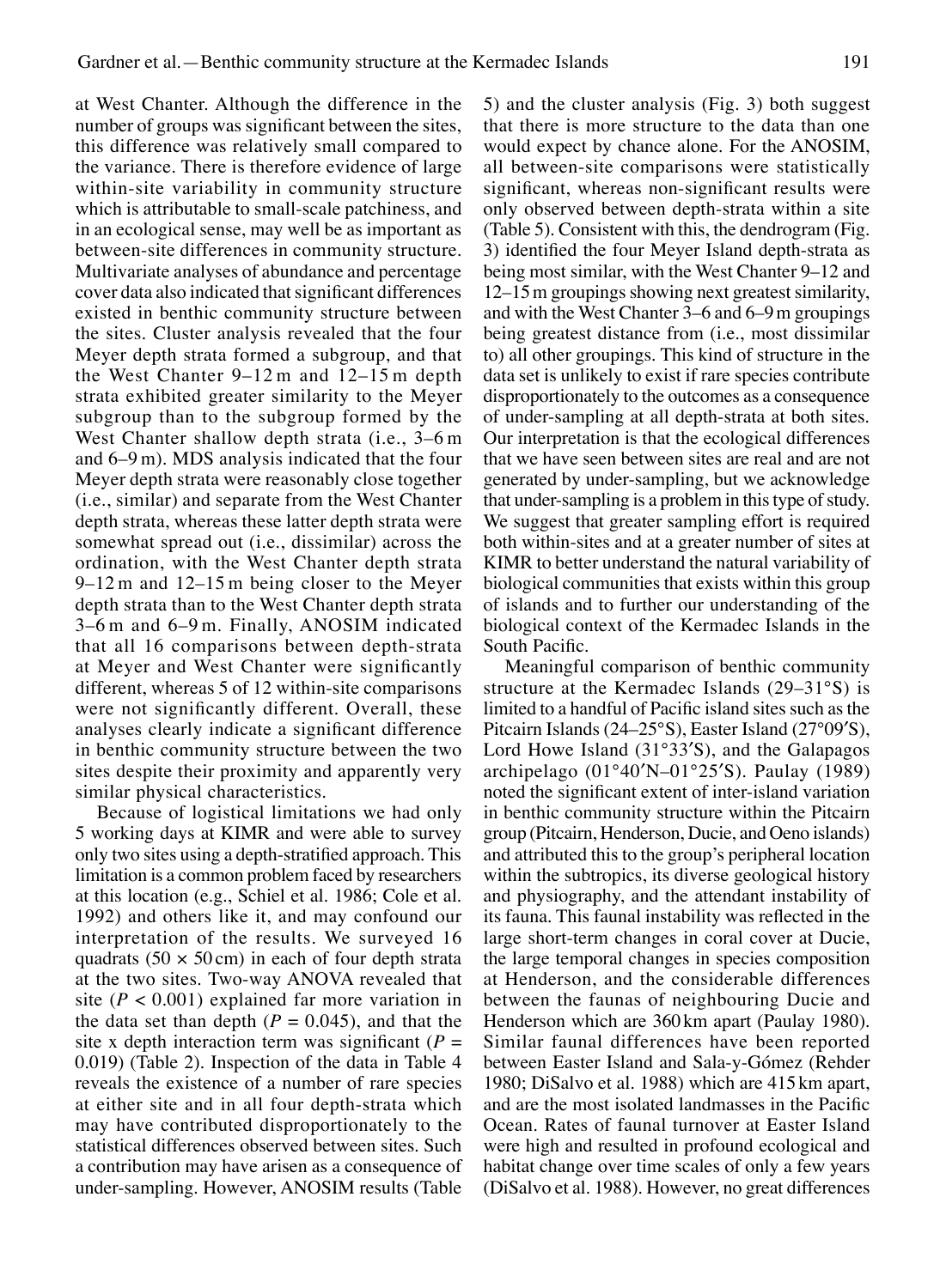at West Chanter. Although the difference in the number of groups was significant between the sites, this difference was relatively small compared to the variance. There is therefore evidence of large within-site variability in community structure which is attributable to small-scale patchiness, and in an ecological sense, may well be as important as between-site differences in community structure. Multivariate analyses of abundance and percentage cover data also indicated that significant differences existed in benthic community structure between the sites. Cluster analysis revealed that the four Meyer depth strata formed a subgroup, and that the West Chanter 9–12 m and 12–15 m depth strata exhibited greater similarity to the Meyer subgroup than to the subgroup formed by the West Chanter shallow depth strata (i.e., 3–6 m and 6–9 m). MDS analysis indicated that the four Meyer depth strata were reasonably close together (i.e., similar) and separate from the West Chanter depth strata, whereas these latter depth strata were somewhat spread out (i.e., dissimilar) across the ordination, with the West Chanter depth strata 9–12 m and 12–15 m being closer to the Meyer depth strata than to the West Chanter depth strata 3–6 m and 6–9 m. Finally, ANOSIM indicated that all 16 comparisons between depth-strata at Meyer and West Chanter were significantly different, whereas 5 of 12 within-site comparisons were not significantly different. Overall, these analyses clearly indicate a significant difference in benthic community structure between the two sites despite their proximity and apparently very similar physical characteristics.

Because of logistical limitations we had only 5 working days at KIMR and were able to survey only two sites using a depth-stratified approach. This limitation is a common problem faced by researchers at this location (e.g., Schiel et al. 1986; Cole et al. 1992) and others like it, and may confound our interpretation of the results. We surveyed 16 quadrats (50 × 50 cm) in each of four depth strata at the two sites. Two-way ANOVA revealed that site ($P < 0.001$) explained far more variation in the data set than depth ($P = 0.045$), and that the site x depth interaction term was significant ($P = 0.019$) (Table 2). Inspection of the data in Table 4 reveals the existence of a number of rare species at either site and in all four depth-strata which may have contributed disproportionately to the statistical differences observed between sites. Such a contribution may have arisen as a consequence of under-sampling. However, ANOSIM results (Table 5) and the cluster analysis (Fig. 3) both suggest that there is more structure to the data than one would expect by chance alone. For the ANOSIM, all between-site comparisons were statistically significant, whereas non-significant results were only observed between depth-strata within a site (Table 5). Consistent with this, the dendrogram (Fig. 3) identified the four Meyer Island depth-strata as being most similar, with the West Chanter 9–12 and 12–15 m groupings showing next greatest similarity, and with the West Chanter 3–6 and 6–9 m groupings being greatest distance from (i.e., most dissimilar to) all other groupings. This kind of structure in the data set is unlikely to exist if rare species contribute disproportionately to the outcomes as a consequence of under-sampling at all depth-strata at both sites. Our interpretation is that the ecological differences that we have seen between sites are real and are not generated by under-sampling, but we acknowledge that under-sampling is a problem in this type of study. We suggest that greater sampling effort is required both within-sites and at a greater number of sites at KIMR to better understand the natural variability of biological communities that exists within this group of islands and to further our understanding of the biological context of the Kermadec Islands in the South Pacific.

Meaningful comparison of benthic community structure at the Kermadec Islands (29–31°S) is limited to a handful of Pacific island sites such as the Pitcairn Islands (24–25°S), Easter Island (27°09′S), Lord Howe Island (31°33′S), and the Galapagos archipelago (01°40′N–01°25′S). Paulay (1989) noted the significant extent of inter-island variation in benthic community structure within the Pitcairn group (Pitcairn, Henderson, Ducie, and Oeno islands) and attributed this to the group's peripheral location within the subtropics, its diverse geological history and physiography, and the attendant instability of its fauna. This faunal instability was reflected in the large short-term changes in coral cover at Ducie, the large temporal changes in species composition at Henderson, and the considerable differences between the faunas of neighbouring Ducie and Henderson which are 360 km apart (Paulay 1980). Similar faunal differences have been reported between Easter Island and Sala-y-Gómez (Rehder 1980; DiSalvo et al. 1988) which are 415 km apart, and are the most isolated landmasses in the Pacific Ocean. Rates of faunal turnover at Easter Island were high and resulted in profound ecological and habitat change over time scales of only a few years (DiSalvo et al. 1988). However, no great differences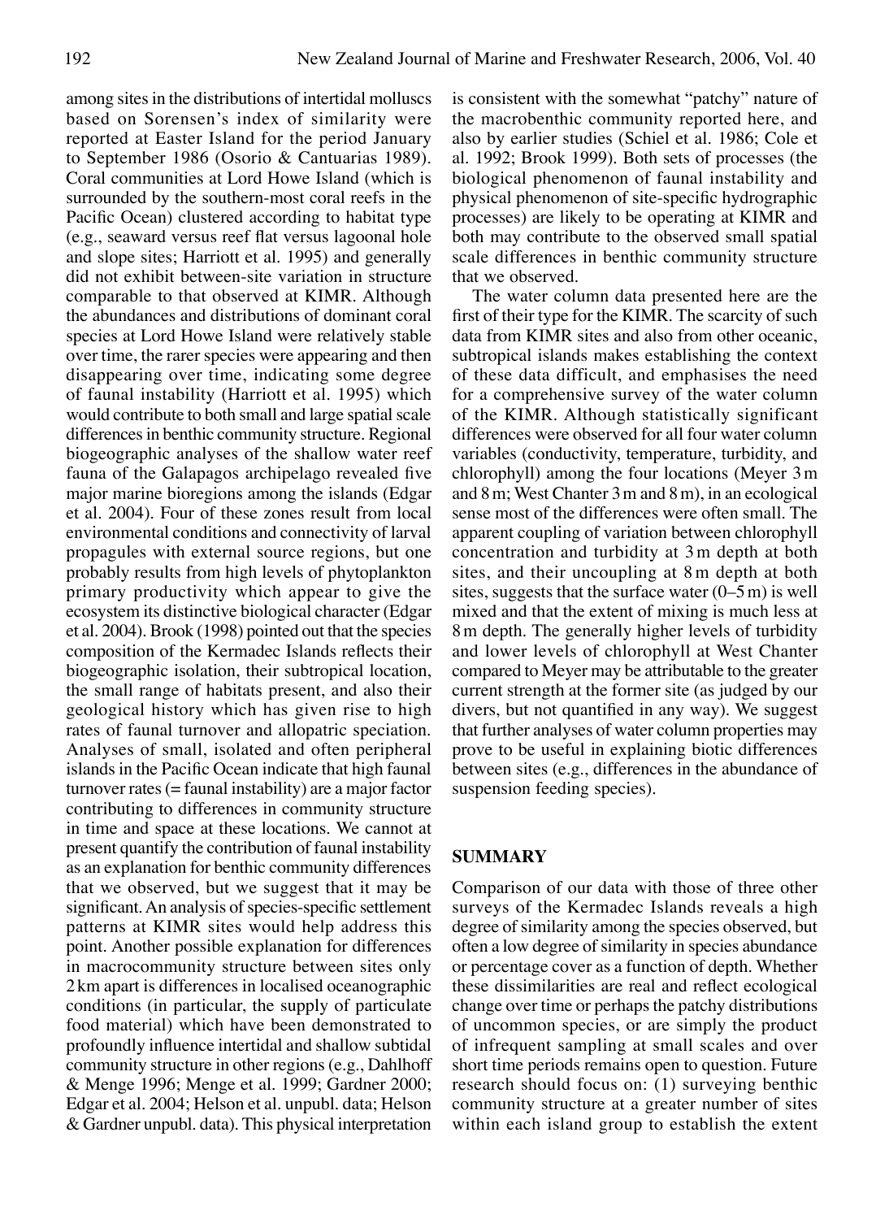among sites in the distributions of intertidal molluscs based on Sorensen's index of similarity were reported at Easter Island for the period January to September 1986 (Osorio & Cantuarias 1989). Coral communities at Lord Howe Island (which is surrounded by the southern-most coral reefs in the Pacific Ocean) clustered according to habitat type (e.g., seaward versus reef flat versus lagoonal hole and slope sites; Harriott et al. 1995) and generally did not exhibit between-site variation in structure comparable to that observed at KIMR. Although the abundances and distributions of dominant coral species at Lord Howe Island were relatively stable over time, the rarer species were appearing and then disappearing over time, indicating some degree of faunal instability (Harriott et al. 1995) which would contribute to both small and large spatial scale differences in benthic community structure. Regional biogeographic analyses of the shallow water reef fauna of the Galapagos archipelago revealed five major marine bioregions among the islands (Edgar et al. 2004). Four of these zones result from local environmental conditions and connectivity of larval propagules with external source regions, but one probably results from high levels of phytoplankton primary productivity which appear to give the ecosystem its distinctive biological character (Edgar et al. 2004). Brook (1998) pointed out that the species composition of the Kermadec Islands reflects their biogeographic isolation, their subtropical location, the small range of habitats present, and also their geological history which has given rise to high rates of faunal turnover and allopatric speciation. Analyses of small, isolated and often peripheral islands in the Pacific Ocean indicate that high faunal turnover rates (= faunal instability) are a major factor contributing to differences in community structure in time and space at these locations. We cannot at present quantify the contribution of faunal instability as an explanation for benthic community differences that we observed, but we suggest that it may be significant. An analysis of species-specific settlement patterns at KIMR sites would help address this point. Another possible explanation for differences in macrocommunity structure between sites only 2 km apart is differences in localised oceanographic conditions (in particular, the supply of particulate food material) which have been demonstrated to profoundly influence intertidal and shallow subtidal community structure in other regions (e.g., Dahlhoff & Menge 1996; Menge et al. 1999; Gardner 2000; Edgar et al. 2004; Helson et al. unpubl. data; Helson & Gardner unpubl. data). This physical interpretation is consistent with the somewhat "patchy" nature of the macrobenthic community reported here, and also by earlier studies (Schiel et al. 1986; Cole et al. 1992; Brook 1999). Both sets of processes (the biological phenomenon of faunal instability and physical phenomenon of site-specific hydrographic processes) are likely to be operating at KIMR and both may contribute to the observed small spatial scale differences in benthic community structure that we observed.

The water column data presented here are the first of their type for the KIMR. The scarcity of such data from KIMR sites and also from other oceanic, subtropical islands makes establishing the context of these data difficult, and emphasises the need for a comprehensive survey of the water column of the KIMR. Although statistically significant differences were observed for all four water column variables (conductivity, temperature, turbidity, and chlorophyll) among the four locations (Meyer 3 m and 8 m; West Chanter 3 m and 8 m), in an ecological sense most of the differences were often small. The apparent coupling of variation between chlorophyll concentration and turbidity at 3 m depth at both sites, and their uncoupling at 8 m depth at both sites, suggests that the surface water (0–5 m) is well mixed and that the extent of mixing is much less at 8 m depth. The generally higher levels of turbidity and lower levels of chlorophyll at West Chanter compared to Meyer may be attributable to the greater current strength at the former site (as judged by our divers, but not quantified in any way). We suggest that further analyses of water column properties may prove to be useful in explaining biotic differences between sites (e.g., differences in the abundance of suspension feeding species).

## SUMMARY

Comparison of our data with those of three other surveys of the Kermadec Islands reveals a high degree of similarity among the species observed, but often a low degree of similarity in species abundance or percentage cover as a function of depth. Whether these dissimilarities are real and reflect ecological change over time or perhaps the patchy distributions of uncommon species, or are simply the product of infrequent sampling at small scales and over short time periods remains open to question. Future research should focus on: (1) surveying benthic community structure at a greater number of sites within each island group to establish the extent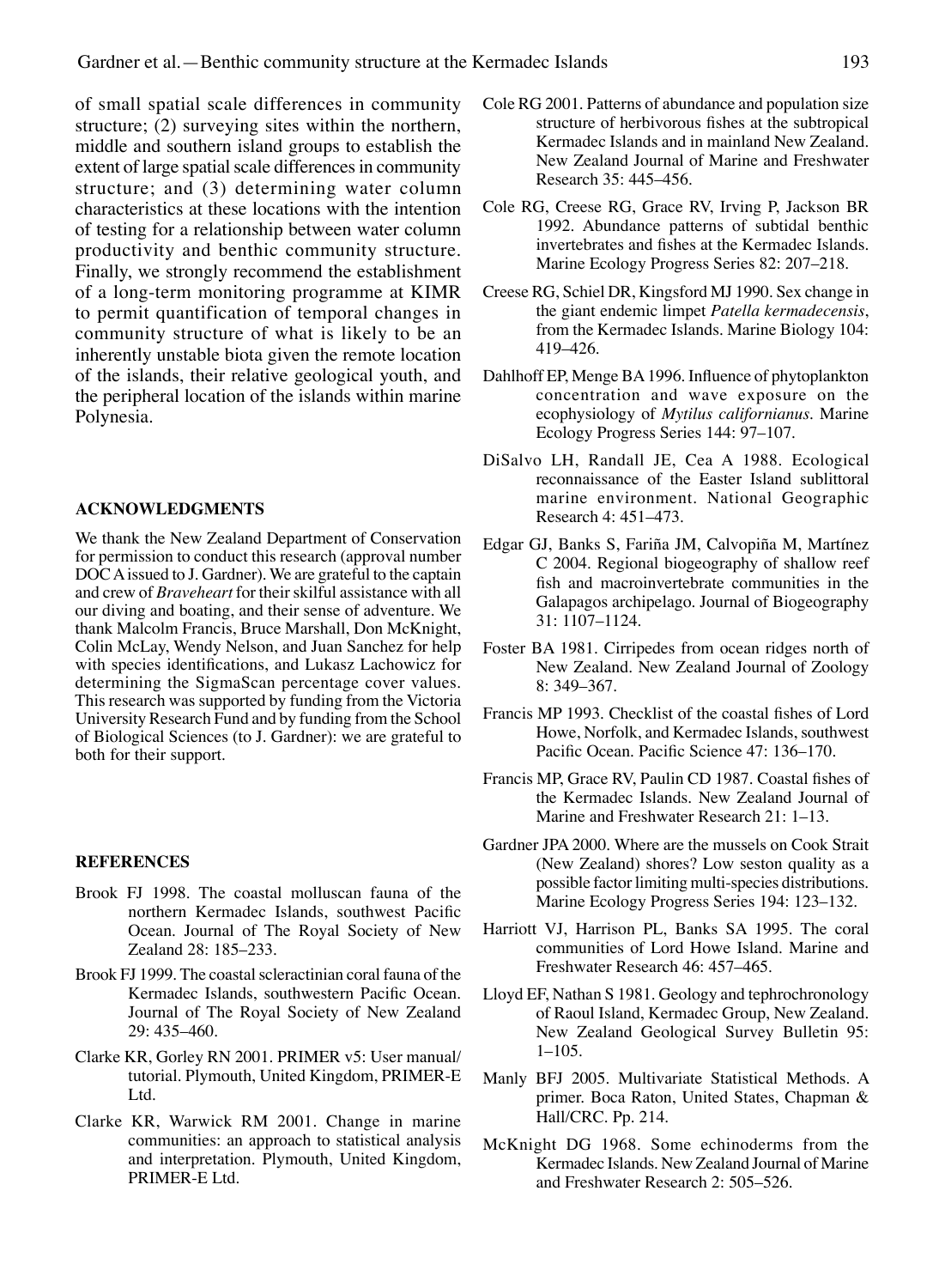of small spatial scale differences in community structure; (2) surveying sites within the northern, middle and southern island groups to establish the extent of large spatial scale differences in community structure; and (3) determining water column characteristics at these locations with the intention of testing for a relationship between water column productivity and benthic community structure. Finally, we strongly recommend the establishment of a long-term monitoring programme at KIMR to permit quantification of temporal changes in community structure of what is likely to be an inherently unstable biota given the remote location of the islands, their relative geological youth, and the peripheral location of the islands within marine Polynesia.

## ACKNOWLEDGMENTS

We thank the New Zealand Department of Conservation for permission to conduct this research (approval number DOC A issued to J. Gardner). We are grateful to the captain and crew of *Braveheart* for their skilful assistance with all our diving and boating, and their sense of adventure. We thank Malcolm Francis, Bruce Marshall, Don McKnight, Colin McLay, Wendy Nelson, and Juan Sanchez for help with species identifications, and Lukasz Lachowicz for determining the SigmaScan percentage cover values. This research was supported by funding from the Victoria University Research Fund and by funding from the School of Biological Sciences (to J. Gardner): we are grateful to both for their support.

## REFERENCES

Brook FJ 1998. The coastal molluscan fauna of the northern Kermadec Islands, southwest Pacific Ocean. Journal of The Royal Society of New Zealand 28: 185–233.

Brook FJ 1999. The coastal scleractinian coral fauna of the Kermadec Islands, southwestern Pacific Ocean. Journal of The Royal Society of New Zealand 29: 435–460.

Clarke KR, Gorley RN 2001. PRIMER v5: User manual/tutorial. Plymouth, United Kingdom, PRIMER-E Ltd.

Clarke KR, Warwick RM 2001. Change in marine communities: an approach to statistical analysis and interpretation. Plymouth, United Kingdom, PRIMER-E Ltd.

Cole RG 2001. Patterns of abundance and population size structure of herbivorous fishes at the subtropical Kermadec Islands and in mainland New Zealand. New Zealand Journal of Marine and Freshwater Research 35: 445–456.

Cole RG, Creese RG, Grace RV, Irving P, Jackson BR 1992. Abundance patterns of subtidal benthic invertebrates and fishes at the Kermadec Islands. Marine Ecology Progress Series 82: 207–218.

Creese RG, Schiel DR, Kingsford MJ 1990. Sex change in the giant endemic limpet *Patella kermadecensis*, from the Kermadec Islands. Marine Biology 104: 419–426.

Dahlhoff EP, Menge BA 1996. Influence of phytoplankton concentration and wave exposure on the ecophysiology of *Mytilus californianus*. Marine Ecology Progress Series 144: 97–107.

DiSalvo LH, Randall JE, Cea A 1988. Ecological reconnaissance of the Easter Island sublittoral marine environment. National Geographic Research 4: 451–473.

Edgar GJ, Banks S, Fariña JM, Calvopiña M, Martínez C 2004. Regional biogeography of shallow reef fish and macroinvertebrate communities in the Galapagos archipelago. Journal of Biogeography 31: 1107–1124.

Foster BA 1981. Cirripedes from ocean ridges north of New Zealand. New Zealand Journal of Zoology 8: 349–367.

Francis MP 1993. Checklist of the coastal fishes of Lord Howe, Norfolk, and Kermadec Islands, southwest Pacific Ocean. Pacific Science 47: 136–170.

Francis MP, Grace RV, Paulin CD 1987. Coastal fishes of the Kermadec Islands. New Zealand Journal of Marine and Freshwater Research 21: 1–13.

Gardner JPA 2000. Where are the mussels on Cook Strait (New Zealand) shores? Low seston quality as a possible factor limiting multi-species distributions. Marine Ecology Progress Series 194: 123–132.

Harriott VJ, Harrison PL, Banks SA 1995. The coral communities of Lord Howe Island. Marine and Freshwater Research 46: 457–465.

Lloyd EF, Nathan S 1981. Geology and tephrochronology of Raoul Island, Kermadec Group, New Zealand. New Zealand Geological Survey Bulletin 95: 1–105.

Manly BFJ 2005. Multivariate Statistical Methods. A primer. Boca Raton, United States, Chapman & Hall/CRC. Pp. 214.

McKnight DG 1968. Some echinoderms from the Kermadec Islands. New Zealand Journal of Marine and Freshwater Research 2: 505–526.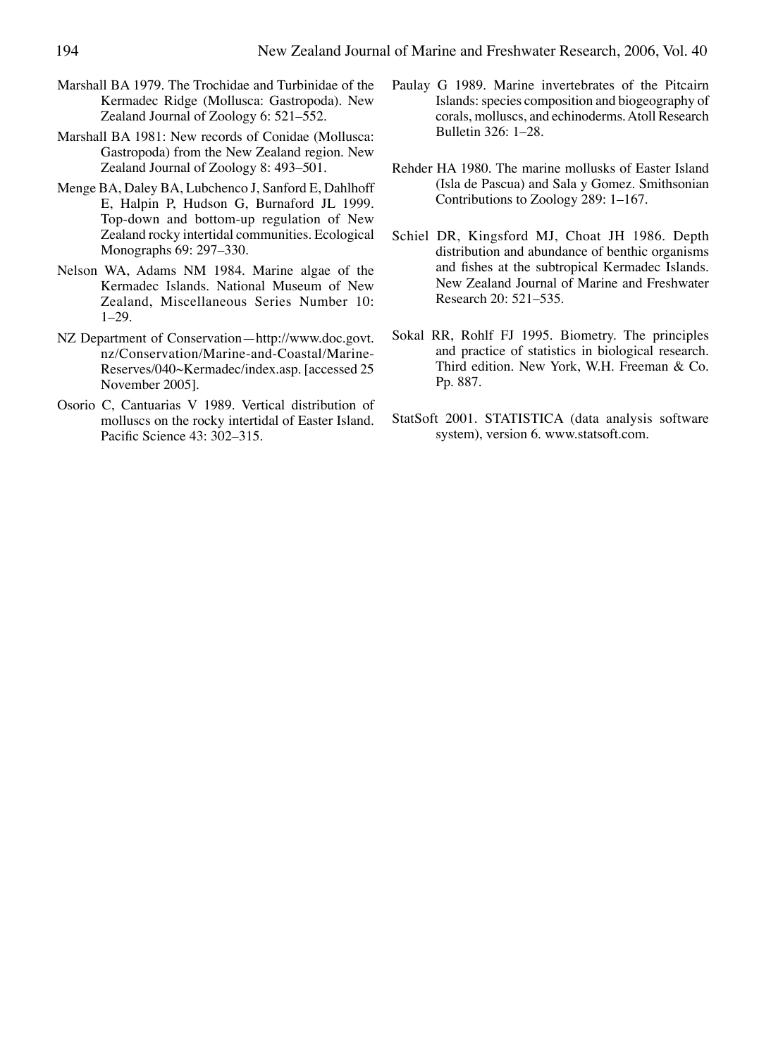Marshall BA 1979. The Trochidae and Turbinidae of the Kermadec Ridge (Mollusca: Gastropoda). New Zealand Journal of Zoology 6: 521–552.

Marshall BA 1981: New records of Conidae (Mollusca: Gastropoda) from the New Zealand region. New Zealand Journal of Zoology 8: 493–501.

Menge BA, Daley BA, Lubchenco J, Sanford E, Dahlhoff E, Halpin P, Hudson G, Burnaford JL 1999. Top-down and bottom-up regulation of New Zealand rocky intertidal communities. Ecological Monographs 69: 297–330.

Nelson WA, Adams NM 1984. Marine algae of the Kermadec Islands. National Museum of New Zealand, Miscellaneous Series Number 10: 1–29.

NZ Department of Conservation—http://www.doc.govt.nz/Conservation/Marine-and-Coastal/Marine-Reserves/040~Kermadec/index.asp. [accessed 25 November 2005].

Osorio C, Cantuarias V 1989. Vertical distribution of molluscs on the rocky intertidal of Easter Island. Pacific Science 43: 302–315.

Paulay G 1989. Marine invertebrates of the Pitcairn Islands: species composition and biogeography of corals, molluscs, and echinoderms. Atoll Research Bulletin 326: 1–28.

Rehder HA 1980. The marine mollusks of Easter Island (Isla de Pascua) and Sala y Gomez. Smithsonian Contributions to Zoology 289: 1–167.

Schiel DR, Kingsford MJ, Choat JH 1986. Depth distribution and abundance of benthic organisms and fishes at the subtropical Kermadec Islands. New Zealand Journal of Marine and Freshwater Research 20: 521–535.

Sokal RR, Rohlf FJ 1995. Biometry. The principles and practice of statistics in biological research. Third edition. New York, W.H. Freeman & Co. Pp. 887.

StatSoft 2001. STATISTICA (data analysis software system), version 6. www.statsoft.com.